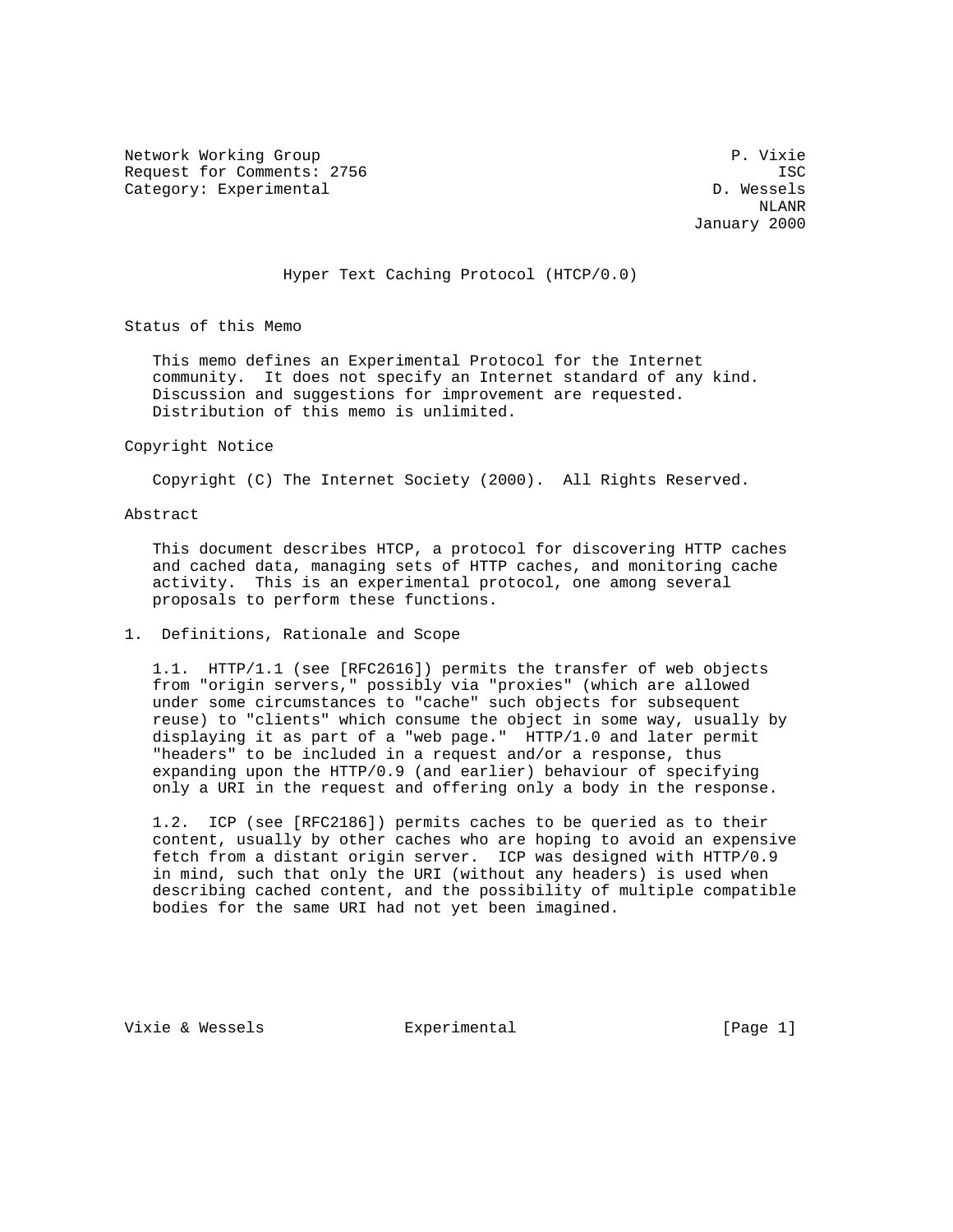Network Working Group P. Vixie
Request for Comments: 2756 ISC
Category: Experimental D. Wessels
NLANR
January 2000

# Hyper Text Caching Protocol (HTCP/0.0)

## Status of this Memo

This memo defines an Experimental Protocol for the Internet community. It does not specify an Internet standard of any kind. Discussion and suggestions for improvement are requested. Distribution of this memo is unlimited.

## Copyright Notice

Copyright (C) The Internet Society (2000). All Rights Reserved.

## Abstract

This document describes HTCP, a protocol for discovering HTTP caches and cached data, managing sets of HTTP caches, and monitoring cache activity. This is an experimental protocol, one among several proposals to perform these functions.

## 1. Definitions, Rationale and Scope

1.1. HTTP/1.1 (see [RFC2616]) permits the transfer of web objects from "origin servers," possibly via "proxies" (which are allowed under some circumstances to "cache" such objects for subsequent reuse) to "clients" which consume the object in some way, usually by displaying it as part of a "web page." HTTP/1.0 and later permit "headers" to be included in a request and/or a response, thus expanding upon the HTTP/0.9 (and earlier) behaviour of specifying only a URI in the request and offering only a body in the response.

1.2. ICP (see [RFC2186]) permits caches to be queried as to their content, usually by other caches who are hoping to avoid an expensive fetch from a distant origin server. ICP was designed with HTTP/0.9 in mind, such that only the URI (without any headers) is used when describing cached content, and the possibility of multiple compatible bodies for the same URI had not yet been imagined.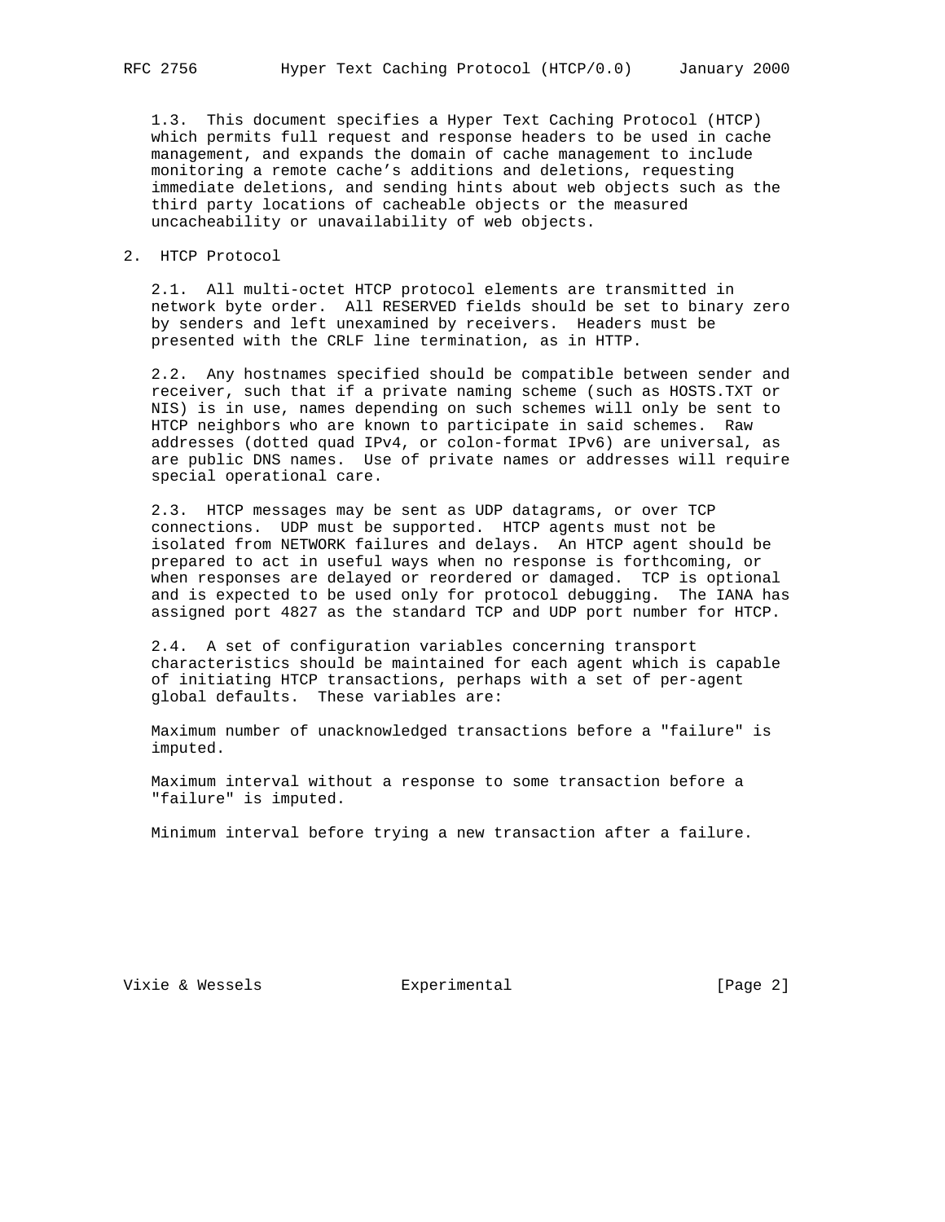1.3. This document specifies a Hyper Text Caching Protocol (HTCP) which permits full request and response headers to be used in cache management, and expands the domain of cache management to include monitoring a remote cache's additions and deletions, requesting immediate deletions, and sending hints about web objects such as the third party locations of cacheable objects or the measured uncacheability or unavailability of web objects.

## 2. HTCP Protocol

2.1. All multi-octet HTCP protocol elements are transmitted in network byte order. All RESERVED fields should be set to binary zero by senders and left unexamined by receivers. Headers must be presented with the CRLF line termination, as in HTTP.

2.2. Any hostnames specified should be compatible between sender and receiver, such that if a private naming scheme (such as HOSTS.TXT or NIS) is in use, names depending on such schemes will only be sent to HTCP neighbors who are known to participate in said schemes. Raw addresses (dotted quad IPv4, or colon-format IPv6) are universal, as are public DNS names. Use of private names or addresses will require special operational care.

2.3. HTCP messages may be sent as UDP datagrams, or over TCP connections. UDP must be supported. HTCP agents must not be isolated from NETWORK failures and delays. An HTCP agent should be prepared to act in useful ways when no response is forthcoming, or when responses are delayed or reordered or damaged. TCP is optional and is expected to be used only for protocol debugging. The IANA has assigned port 4827 as the standard TCP and UDP port number for HTCP.

2.4. A set of configuration variables concerning transport characteristics should be maintained for each agent which is capable of initiating HTCP transactions, perhaps with a set of per-agent global defaults. These variables are:

Maximum number of unacknowledged transactions before a "failure" is imputed.

Maximum interval without a response to some transaction before a "failure" is imputed.

Minimum interval before trying a new transaction after a failure.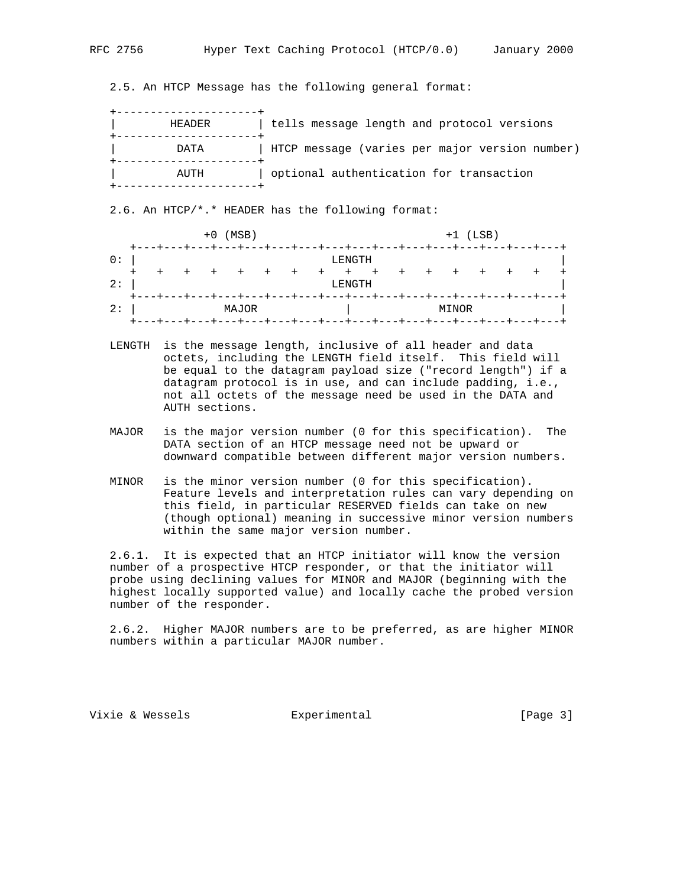2.5. An HTCP Message has the following general format:

```
+---------------------+
|        HEADER       | tells message length and protocol versions
+---------------------+
|         DATA        | HTCP message (varies per major version number)
+---------------------+
|         AUTH        | optional authentication for transaction
+---------------------+
```

2.6. An HTCP/*.* HEADER has the following format:

```
             +0 (MSB)                            +1 (LSB)
   +---+---+---+---+---+---+---+---+---+---+---+---+---+---+---+---+
0: |                             LENGTH                            |
   +   +   +   +   +   +   +   +   +   +   +   +   +   +   +   +   +
2: |                             LENGTH                            |
   +---+---+---+---+---+---+---+---+---+---+---+---+---+---+---+---+
2: |            MAJOR              |            MINOR              |
   +---+---+---+---+---+---+---+---+---+---+---+---+---+---+---+---+
```

LENGTH  is the message length, inclusive of all header and data octets, including the LENGTH field itself. This field will be equal to the datagram payload size ("record length") if a datagram protocol is in use, and can include padding, i.e., not all octets of the message need be used in the DATA and AUTH sections.

MAJOR  is the major version number (0 for this specification). The DATA section of an HTCP message need not be upward or downward compatible between different major version numbers.

MINOR  is the minor version number (0 for this specification). Feature levels and interpretation rules can vary depending on this field, in particular RESERVED fields can take on new (though optional) meaning in successive minor version numbers within the same major version number.

2.6.1. It is expected that an HTCP initiator will know the version number of a prospective HTCP responder, or that the initiator will probe using declining values for MINOR and MAJOR (beginning with the highest locally supported value) and locally cache the probed version number of the responder.

2.6.2. Higher MAJOR numbers are to be preferred, as are higher MINOR numbers within a particular MAJOR number.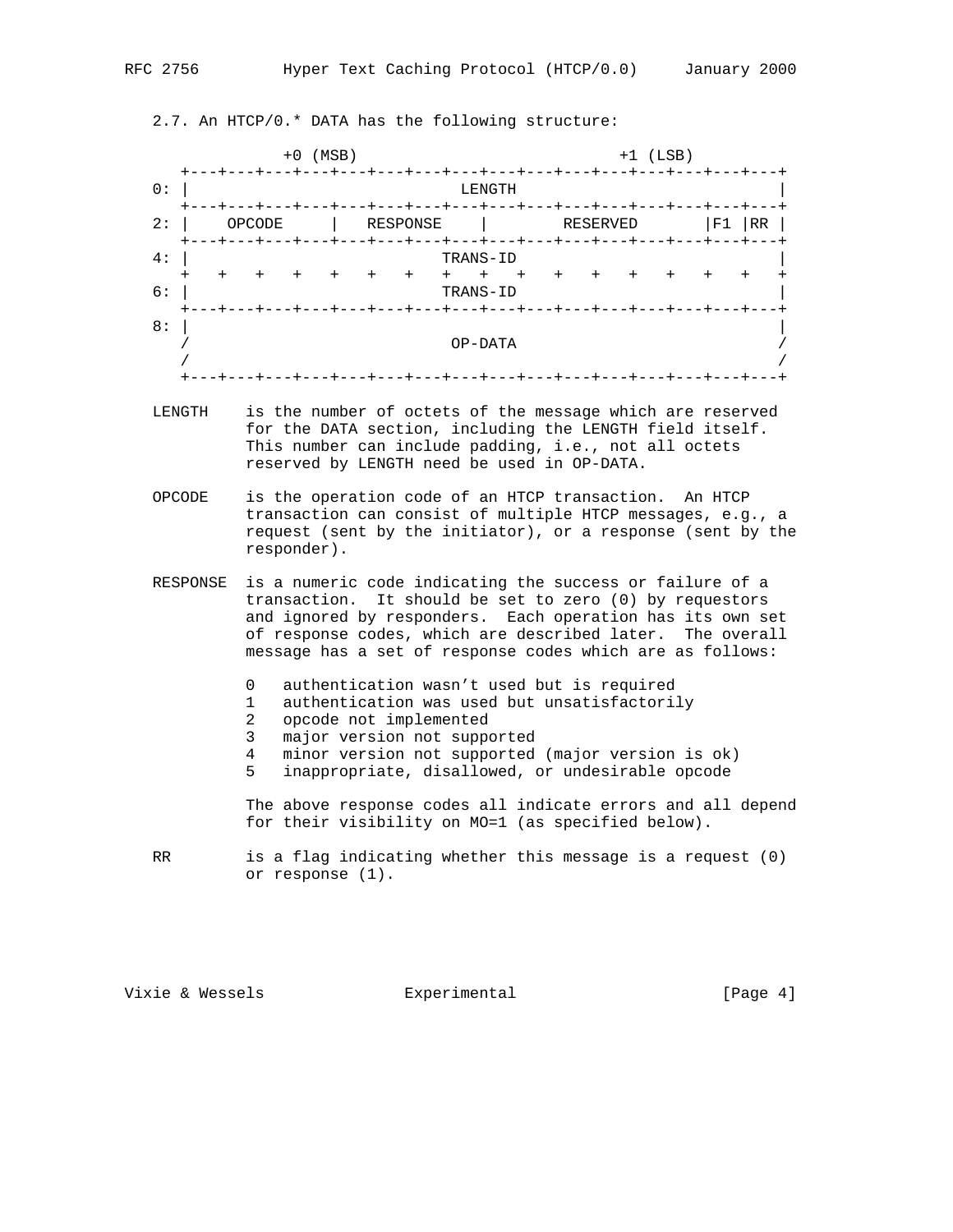2.7. An HTCP/0.* DATA has the following structure:

```
             +0 (MSB)                            +1 (LSB)
   +---+---+---+---+---+---+---+---+---+---+---+---+---+---+---+---+
0: |                             LENGTH                            |
   +---+---+---+---+---+---+---+---+---+---+---+---+---+---+---+---+
2: |    OPCODE     |   RESPONSE    |        RESERVED       |F1 |RR |
   +---+---+---+---+---+---+---+---+---+---+---+---+---+---+---+---+
4: |                           TRANS-ID                            |
   +   +   +   +   +   +   +   +   +   +   +   +   +   +   +   +   +
6: |                           TRANS-ID                            |
   +---+---+---+---+---+---+---+---+---+---+---+---+---+---+---+---+
8: |                                                               |
   /                            OP-DATA                            /
   /                                                               /
   +---+---+---+---+---+---+---+---+---+---+---+---+---+---+---+---+
```

LENGTH is the number of octets of the message which are reserved for the DATA section, including the LENGTH field itself. This number can include padding, i.e., not all octets reserved by LENGTH need be used in OP-DATA.

OPCODE is the operation code of an HTCP transaction. An HTCP transaction can consist of multiple HTCP messages, e.g., a request (sent by the initiator), or a response (sent by the responder).

RESPONSE is a numeric code indicating the success or failure of a transaction. It should be set to zero (0) by requestors and ignored by responders. Each operation has its own set of response codes, which are described later. The overall message has a set of response codes which are as follows:

- 0 authentication wasn't used but is required
- 1 authentication was used but unsatisfactorily
- 2 opcode not implemented
- 3 major version not supported
- 4 minor version not supported (major version is ok)
- 5 inappropriate, disallowed, or undesirable opcode

The above response codes all indicate errors and all depend for their visibility on MO=1 (as specified below).

RR is a flag indicating whether this message is a request (0) or response (1).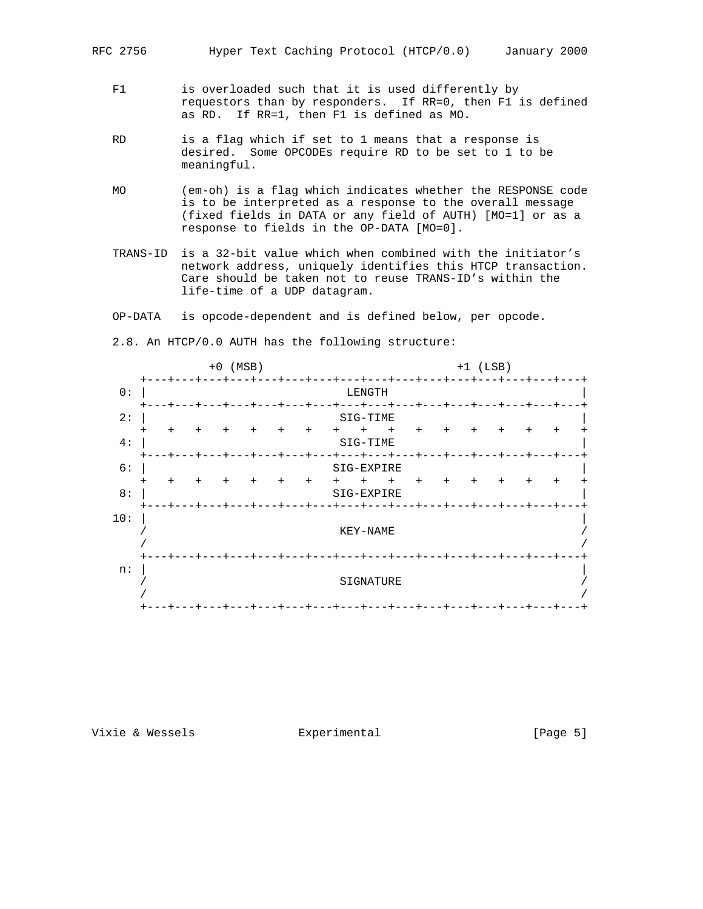F1 is overloaded such that it is used differently by requestors than by responders. If RR=0, then F1 is defined as RD. If RR=1, then F1 is defined as MO.

RD is a flag which if set to 1 means that a response is desired. Some OPCODEs require RD to be set to 1 to be meaningful.

MO (em-oh) is a flag which indicates whether the RESPONSE code is to be interpreted as a response to the overall message (fixed fields in DATA or any field of AUTH) [MO=1] or as a response to fields in the OP-DATA [MO=0].

TRANS-ID is a 32-bit value which when combined with the initiator's network address, uniquely identifies this HTCP transaction. Care should be taken not to reuse TRANS-ID's within the life-time of a UDP datagram.

OP-DATA is opcode-dependent and is defined below, per opcode.

2.8. An HTCP/0.0 AUTH has the following structure:

```
             +0 (MSB)                            +1 (LSB)
        +---+---+---+---+---+---+---+---+---+---+---+---+---+---+---+---+
    0:  |                             LENGTH                            |
        +---+---+---+---+---+---+---+---+---+---+---+---+---+---+---+---+
    2:  |                            SIG-TIME                           |
        +   +   +   +   +   +   +   +   +   +   +   +   +   +   +   +   +
    4:  |                            SIG-TIME                           |
        +---+---+---+---+---+---+---+---+---+---+---+---+---+---+---+---+
    6:  |                           SIG-EXPIRE                          |
        +   +   +   +   +   +   +   +   +   +   +   +   +   +   +   +   +
    8:  |                           SIG-EXPIRE                          |
        +---+---+---+---+---+---+---+---+---+---+---+---+---+---+---+---+
   10:  |                                                               |
        /                            KEY-NAME                           /
        /                                                               /
        +---+---+---+---+---+---+---+---+---+---+---+---+---+---+---+---+
    n:  |                                                               |
        /                            SIGNATURE                          /
        /                                                               /
        +---+---+---+---+---+---+---+---+---+---+---+---+---+---+---+---+
```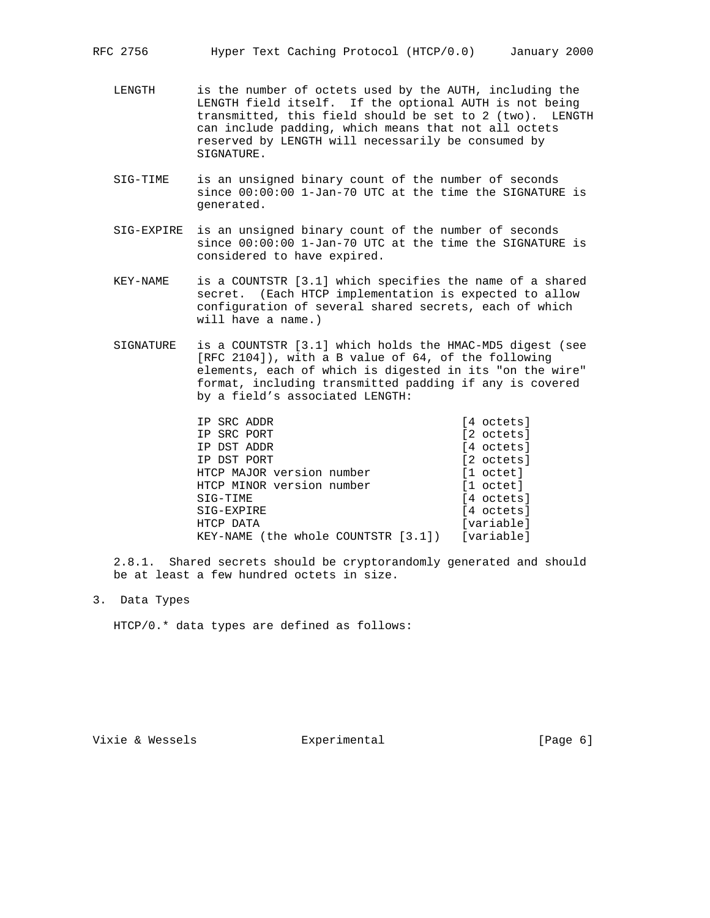LENGTH is the number of octets used by the AUTH, including the LENGTH field itself. If the optional AUTH is not being transmitted, this field should be set to 2 (two). LENGTH can include padding, which means that not all octets reserved by LENGTH will necessarily be consumed by SIGNATURE.

SIG-TIME is an unsigned binary count of the number of seconds since 00:00:00 1-Jan-70 UTC at the time the SIGNATURE is generated.

SIG-EXPIRE is an unsigned binary count of the number of seconds since 00:00:00 1-Jan-70 UTC at the time the SIGNATURE is considered to have expired.

KEY-NAME is a COUNTSTR [3.1] which specifies the name of a shared secret. (Each HTCP implementation is expected to allow configuration of several shared secrets, each of which will have a name.)

SIGNATURE is a COUNTSTR [3.1] which holds the HMAC-MD5 digest (see [RFC 2104]), with a B value of 64, of the following elements, each of which is digested in its "on the wire" format, including transmitted padding if any is covered by a field's associated LENGTH:

```
IP SRC ADDR                           [4 octets]
IP SRC PORT                           [2 octets]
IP DST ADDR                           [4 octets]
IP DST PORT                           [2 octets]
HTCP MAJOR version number             [1 octet]
HTCP MINOR version number             [1 octet]
SIG-TIME                              [4 octets]
SIG-EXPIRE                            [4 octets]
HTCP DATA                             [variable]
KEY-NAME (the whole COUNTSTR [3.1])   [variable]
```

2.8.1. Shared secrets should be cryptorandomly generated and should be at least a few hundred octets in size.

## 3. Data Types

HTCP/0.* data types are defined as follows: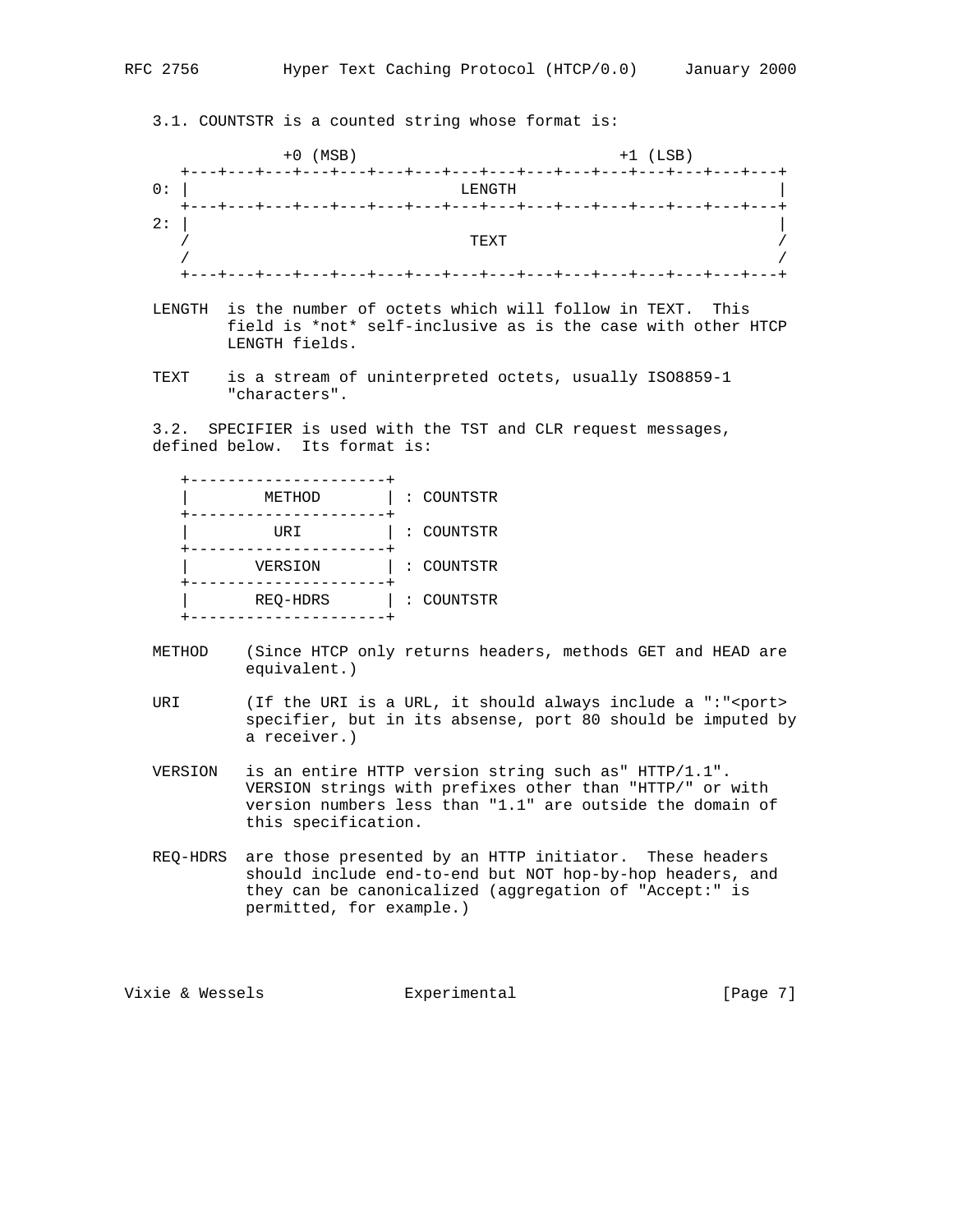3.1. COUNTSTR is a counted string whose format is:

```
            +0 (MSB)                            +1 (LSB)
   +---+---+---+---+---+---+---+---+---+---+---+---+---+---+---+---+
0: |                             LENGTH                            |
   +---+---+---+---+---+---+---+---+---+---+---+---+---+---+---+---+
2: |                                                               |
   /                              TEXT                             /
   /                                                               /
   +---+---+---+---+---+---+---+---+---+---+---+---+---+---+---+---+
```

LENGTH is the number of octets which will follow in TEXT. This field is *not* self-inclusive as is the case with other HTCP LENGTH fields.

TEXT is a stream of uninterpreted octets, usually ISO8859-1 "characters".

3.2. SPECIFIER is used with the TST and CLR request messages, defined below. Its format is:

```
   +---------------------+
   |        METHOD       | : COUNTSTR
   +---------------------+
   |         URI         | : COUNTSTR
   +---------------------+
   |       VERSION       | : COUNTSTR
   +---------------------+
   |       REQ-HDRS      | : COUNTSTR
   +---------------------+
```

METHOD (Since HTCP only returns headers, methods GET and HEAD are equivalent.)

URI (If the URI is a URL, it should always include a ":"<port> specifier, but in its absense, port 80 should be imputed by a receiver.)

VERSION is an entire HTTP version string such as" HTTP/1.1". VERSION strings with prefixes other than "HTTP/" or with version numbers less than "1.1" are outside the domain of this specification.

REQ-HDRS are those presented by an HTTP initiator. These headers should include end-to-end but NOT hop-by-hop headers, and they can be canonicalized (aggregation of "Accept:" is permitted, for example.)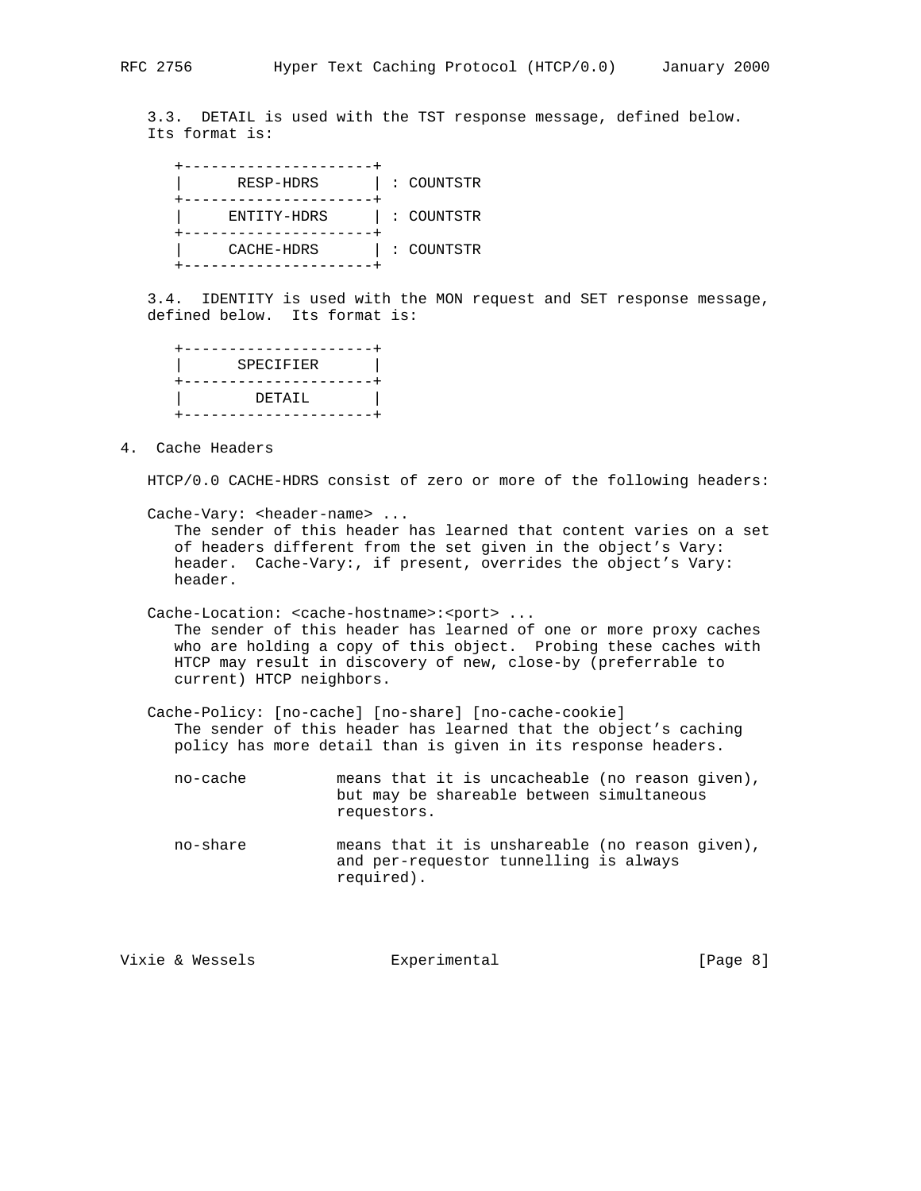3.3. DETAIL is used with the TST response message, defined below. Its format is:

```
+---------------------+
|      RESP-HDRS      | : COUNTSTR
+---------------------+
|     ENTITY-HDRS     | : COUNTSTR
+---------------------+
|     CACHE-HDRS      | : COUNTSTR
+---------------------+
```

3.4. IDENTITY is used with the MON request and SET response message, defined below. Its format is:

```
+---------------------+
|      SPECIFIER      |
+---------------------+
|       DETAIL        |
+---------------------+
```

## 4. Cache Headers

HTCP/0.0 CACHE-HDRS consist of zero or more of the following headers:

Cache-Vary: <header-name> ...
The sender of this header has learned that content varies on a set of headers different from the set given in the object's Vary: header. Cache-Vary:, if present, overrides the object's Vary: header.

Cache-Location: <cache-hostname>:<port> ...
The sender of this header has learned of one or more proxy caches who are holding a copy of this object. Probing these caches with HTCP may result in discovery of new, close-by (preferrable to current) HTCP neighbors.

Cache-Policy: [no-cache] [no-share] [no-cache-cookie]
The sender of this header has learned that the object's caching policy has more detail than is given in its response headers.

- no-cache — means that it is uncacheable (no reason given), but may be shareable between simultaneous requestors.
- no-share — means that it is unshareable (no reason given), and per-requestor tunnelling is always required).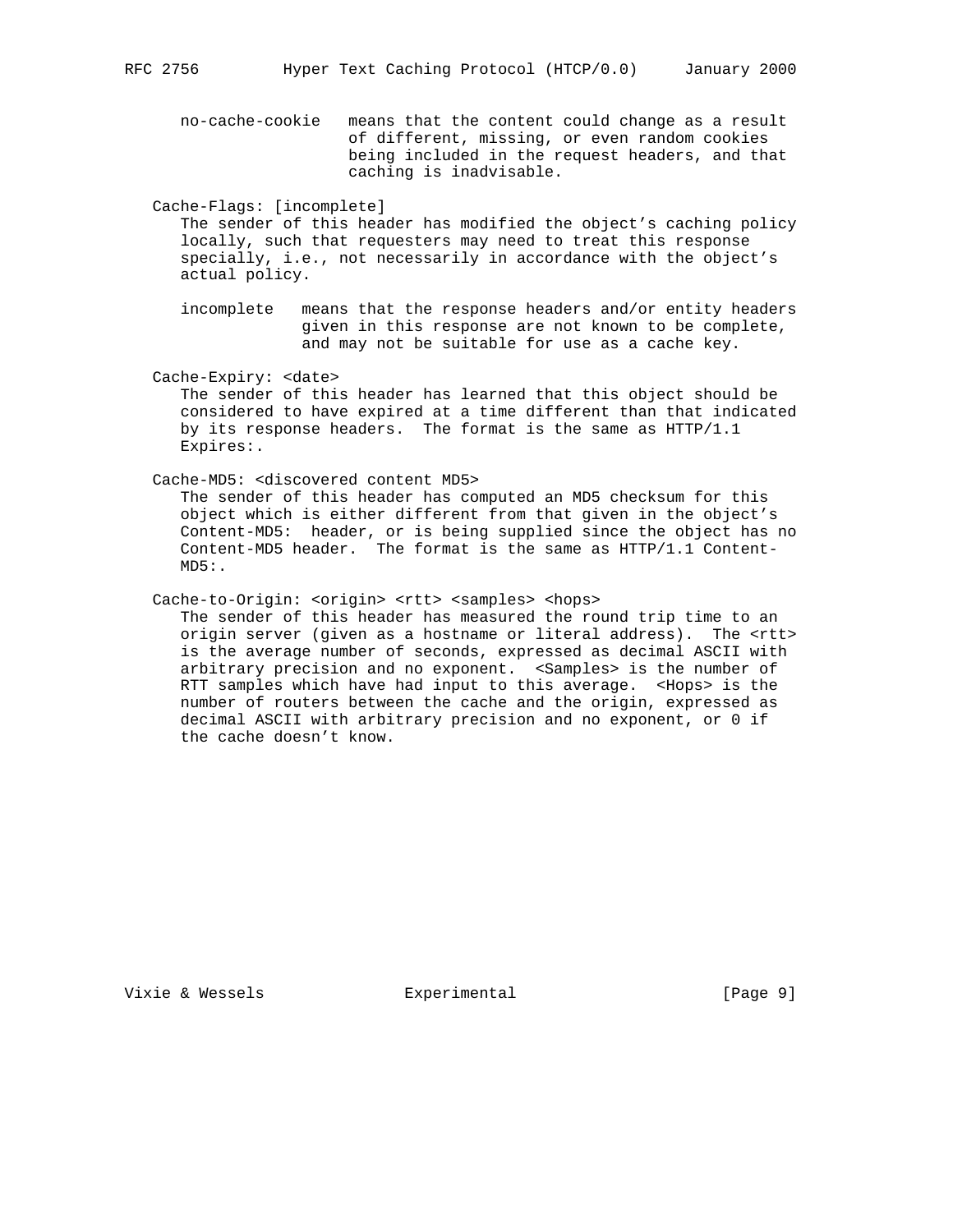no-cache-cookie   means that the content could change as a result of different, missing, or even random cookies being included in the request headers, and that caching is inadvisable.

Cache-Flags: [incomplete]

The sender of this header has modified the object's caching policy locally, such that requesters may need to treat this response specially, i.e., not necessarily in accordance with the object's actual policy.

incomplete   means that the response headers and/or entity headers given in this response are not known to be complete, and may not be suitable for use as a cache key.

Cache-Expiry: <date>

The sender of this header has learned that this object should be considered to have expired at a time different than that indicated by its response headers. The format is the same as HTTP/1.1 Expires:.

Cache-MD5: <discovered content MD5>

The sender of this header has computed an MD5 checksum for this object which is either different from that given in the object's Content-MD5: header, or is being supplied since the object has no Content-MD5 header. The format is the same as HTTP/1.1 Content-MD5:.

Cache-to-Origin: <origin> <rtt> <samples> <hops>

The sender of this header has measured the round trip time to an origin server (given as a hostname or literal address). The <rtt> is the average number of seconds, expressed as decimal ASCII with arbitrary precision and no exponent. <Samples> is the number of RTT samples which have had input to this average. <Hops> is the number of routers between the cache and the origin, expressed as decimal ASCII with arbitrary precision and no exponent, or 0 if the cache doesn't know.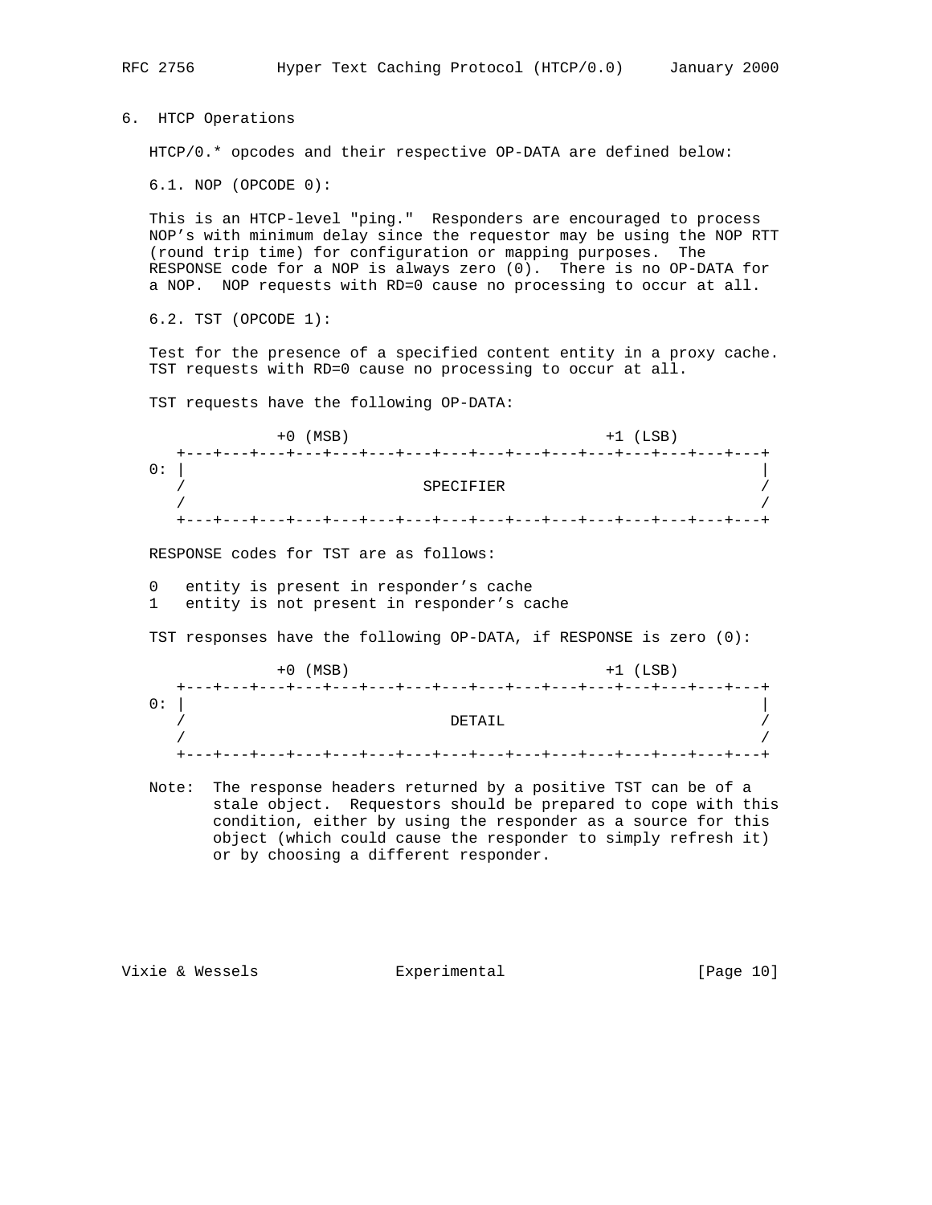# 6. HTCP Operations

HTCP/0.* opcodes and their respective OP-DATA are defined below:

## 6.1. NOP (OPCODE 0):

This is an HTCP-level "ping." Responders are encouraged to process NOP's with minimum delay since the requestor may be using the NOP RTT (round trip time) for configuration or mapping purposes. The RESPONSE code for a NOP is always zero (0). There is no OP-DATA for a NOP. NOP requests with RD=0 cause no processing to occur at all.

## 6.2. TST (OPCODE 1):

Test for the presence of a specified content entity in a proxy cache. TST requests with RD=0 cause no processing to occur at all.

TST requests have the following OP-DATA:

```
              +0 (MSB)                              +1 (LSB)
   +---+---+---+---+---+---+---+---+---+---+---+---+---+---+---+---+
0: |                                                               |
   /                           SPECIFIER                           /
   /                                                               /
   +---+---+---+---+---+---+---+---+---+---+---+---+---+---+---+---+
```

RESPONSE codes for TST are as follows:

```
0   entity is present in responder's cache
1   entity is not present in responder's cache
```

TST responses have the following OP-DATA, if RESPONSE is zero (0):

```
              +0 (MSB)                              +1 (LSB)
   +---+---+---+---+---+---+---+---+---+---+---+---+---+---+---+---+
0: |                                                               |
   /                             DETAIL                            /
   /                                                               /
   +---+---+---+---+---+---+---+---+---+---+---+---+---+---+---+---+
```

Note: The response headers returned by a positive TST can be of a stale object. Requestors should be prepared to cope with this condition, either by using the responder as a source for this object (which could cause the responder to simply refresh it) or by choosing a different responder.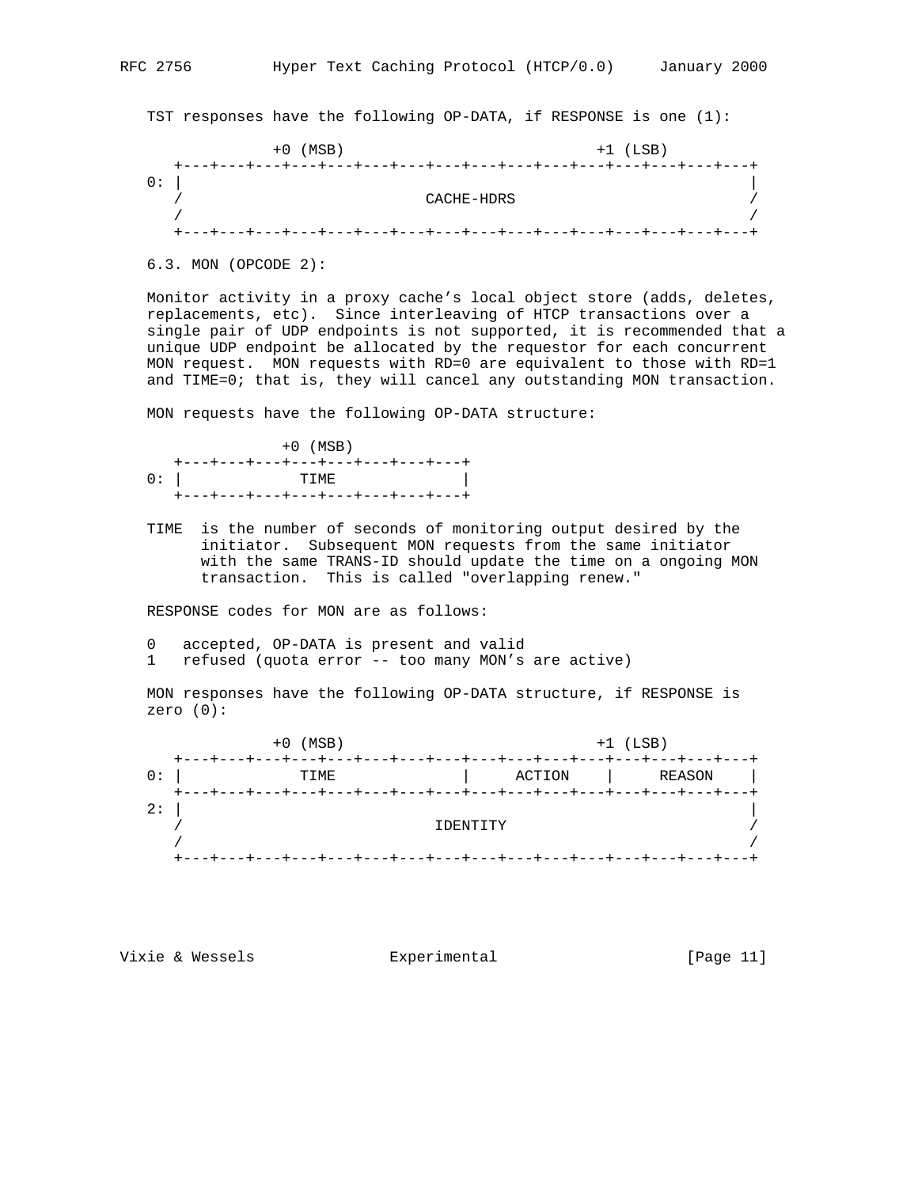TST responses have the following OP-DATA, if RESPONSE is one (1):

```
             +0 (MSB)                            +1 (LSB)
   +---+---+---+---+---+---+---+---+---+---+---+---+---+---+---+---+
0: |                                                               |
   /                           CACHE-HDRS                          /
   /                                                               /
   +---+---+---+---+---+---+---+---+---+---+---+---+---+---+---+---+
```

### 6.3. MON (OPCODE 2):

Monitor activity in a proxy cache’s local object store (adds, deletes, replacements, etc). Since interleaving of HTCP transactions over a single pair of UDP endpoints is not supported, it is recommended that a unique UDP endpoint be allocated by the requestor for each concurrent MON request. MON requests with RD=0 are equivalent to those with RD=1 and TIME=0; that is, they will cancel any outstanding MON transaction.

MON requests have the following OP-DATA structure:

```
              +0 (MSB)
   +---+---+---+---+---+---+---+---+
0: |            TIME               |
   +---+---+---+---+---+---+---+---+
```

TIME is the number of seconds of monitoring output desired by the initiator. Subsequent MON requests from the same initiator with the same TRANS-ID should update the time on a ongoing MON transaction. This is called "overlapping renew."

RESPONSE codes for MON are as follows:

0 accepted, OP-DATA is present and valid
1 refused (quota error -- too many MON’s are active)

MON responses have the following OP-DATA structure, if RESPONSE is zero (0):

```
             +0 (MSB)                            +1 (LSB)
   +---+---+---+---+---+---+---+---+---+---+---+---+---+---+---+---+
0: |            TIME               |     ACTION    |     REASON    |
   +---+---+---+---+---+---+---+---+---+---+---+---+---+---+---+---+
2: |                                                               |
   /                            IDENTITY                           /
   /                                                               /
   +---+---+---+---+---+---+---+---+---+---+---+---+---+---+---+---+
```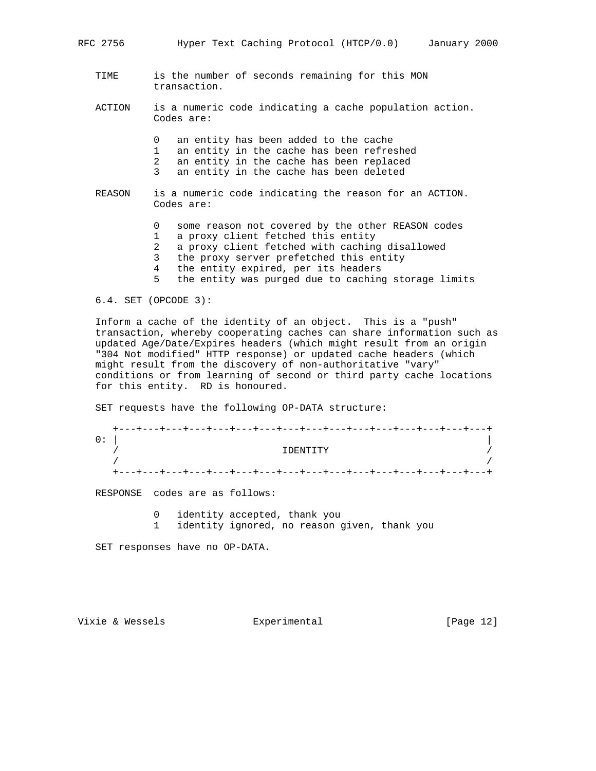TIME is the number of seconds remaining for this MON transaction.

ACTION is a numeric code indicating a cache population action. Codes are:

- 0 an entity has been added to the cache
- 1 an entity in the cache has been refreshed
- 2 an entity in the cache has been replaced
- 3 an entity in the cache has been deleted

REASON is a numeric code indicating the reason for an ACTION. Codes are:

- 0 some reason not covered by the other REASON codes
- 1 a proxy client fetched this entity
- 2 a proxy client fetched with caching disallowed
- 3 the proxy server prefetched this entity
- 4 the entity expired, per its headers
- 5 the entity was purged due to caching storage limits

### 6.4. SET (OPCODE 3):

Inform a cache of the identity of an object. This is a "push" transaction, whereby cooperating caches can share information such as updated Age/Date/Expires headers (which might result from an origin "304 Not modified" HTTP response) or updated cache headers (which might result from the discovery of non-authoritative "vary" conditions or from learning of second or third party cache locations for this entity. RD is honoured.

SET requests have the following OP-DATA structure:

```
      +---+---+---+---+---+---+---+---+---+---+---+---+---+---+---+---+
   0: |                                                               |
      /                           IDENTITY                            /
      /                                                               /
      +---+---+---+---+---+---+---+---+---+---+---+---+---+---+---+---+
```

RESPONSE codes are as follows:

- 0 identity accepted, thank you
- 1 identity ignored, no reason given, thank you

SET responses have no OP-DATA.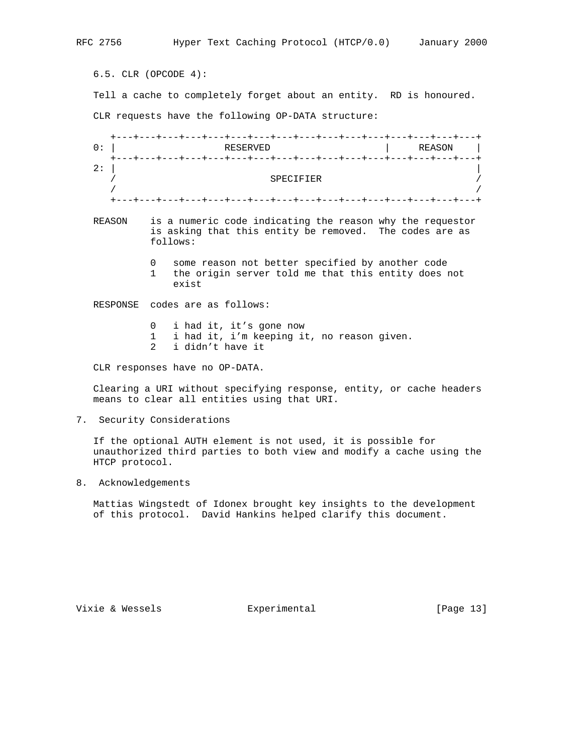### 6.5. CLR (OPCODE 4):

Tell a cache to completely forget about an entity. RD is honoured.

CLR requests have the following OP-DATA structure:

```
    +---+---+---+---+---+---+---+---+---+---+---+---+---+---+---+---+
 0: |                   RESERVED                    |     REASON    |
    +---+---+---+---+---+---+---+---+---+---+---+---+---+---+---+---+
 2: |                                                               |
    /                           SPECIFIER                           /
    /                                                               /
    +---+---+---+---+---+---+---+---+---+---+---+---+---+---+---+---+
```

REASON is a numeric code indicating the reason why the requestor is asking that this entity be removed. The codes are as follows:

- 0 some reason not better specified by another code
- 1 the origin server told me that this entity does not exist

RESPONSE codes are as follows:

- 0 i had it, it's gone now
- 1 i had it, i'm keeping it, no reason given.
- 2 i didn't have it

CLR responses have no OP-DATA.

Clearing a URI without specifying response, entity, or cache headers means to clear all entities using that URI.

## 7. Security Considerations

If the optional AUTH element is not used, it is possible for unauthorized third parties to both view and modify a cache using the HTCP protocol.

## 8. Acknowledgements

Mattias Wingstedt of Idonex brought key insights to the development of this protocol. David Hankins helped clarify this document.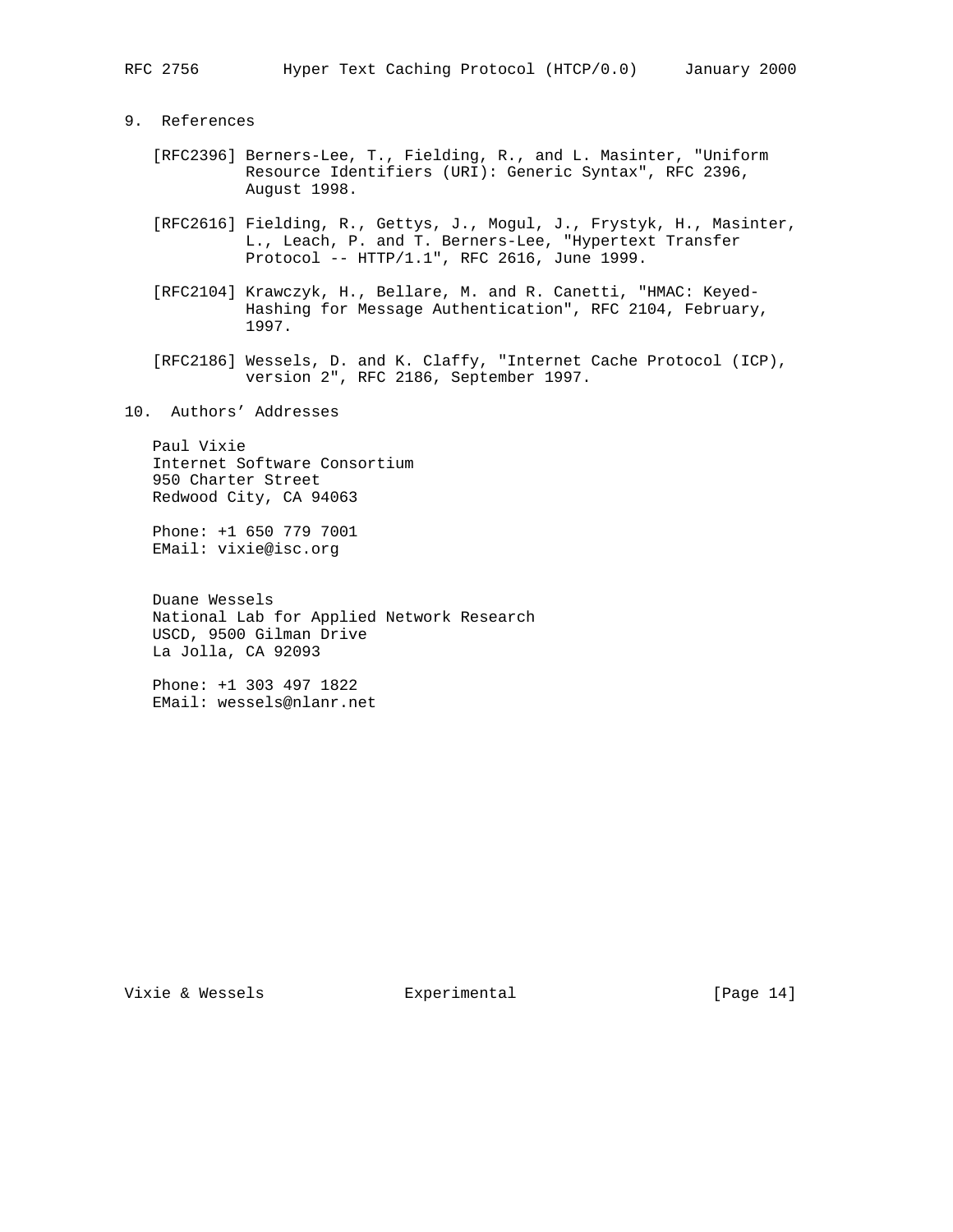## 9. References

[RFC2396] Berners-Lee, T., Fielding, R., and L. Masinter, "Uniform Resource Identifiers (URI): Generic Syntax", RFC 2396, August 1998.

[RFC2616] Fielding, R., Gettys, J., Mogul, J., Frystyk, H., Masinter, L., Leach, P. and T. Berners-Lee, "Hypertext Transfer Protocol -- HTTP/1.1", RFC 2616, June 1999.

[RFC2104] Krawczyk, H., Bellare, M. and R. Canetti, "HMAC: Keyed-Hashing for Message Authentication", RFC 2104, February, 1997.

[RFC2186] Wessels, D. and K. Claffy, "Internet Cache Protocol (ICP), version 2", RFC 2186, September 1997.

## 10. Authors' Addresses

Paul Vixie
Internet Software Consortium
950 Charter Street
Redwood City, CA 94063

Phone: +1 650 779 7001
EMail: vixie@isc.org

Duane Wessels
National Lab for Applied Network Research
USCD, 9500 Gilman Drive
La Jolla, CA 92093

Phone: +1 303 497 1822
EMail: wessels@nlanr.net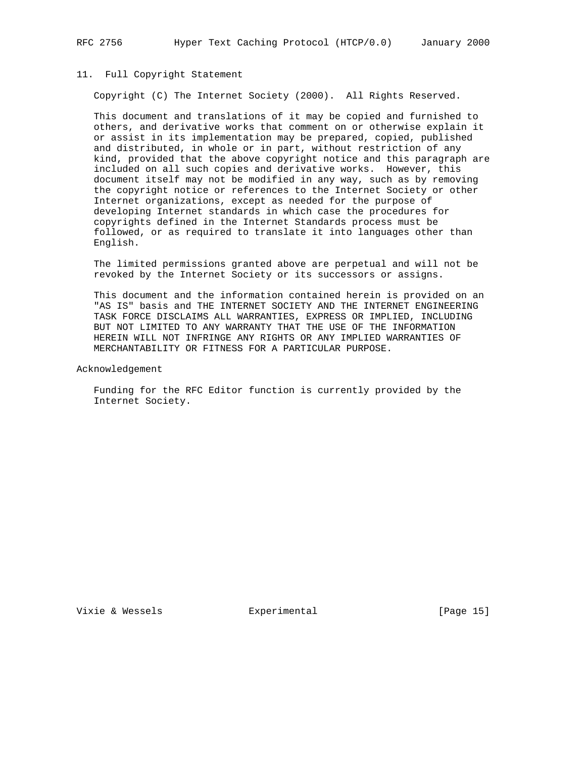## 11. Full Copyright Statement

Copyright (C) The Internet Society (2000). All Rights Reserved.

This document and translations of it may be copied and furnished to others, and derivative works that comment on or otherwise explain it or assist in its implementation may be prepared, copied, published and distributed, in whole or in part, without restriction of any kind, provided that the above copyright notice and this paragraph are included on all such copies and derivative works. However, this document itself may not be modified in any way, such as by removing the copyright notice or references to the Internet Society or other Internet organizations, except as needed for the purpose of developing Internet standards in which case the procedures for copyrights defined in the Internet Standards process must be followed, or as required to translate it into languages other than English.

The limited permissions granted above are perpetual and will not be revoked by the Internet Society or its successors or assigns.

This document and the information contained herein is provided on an "AS IS" basis and THE INTERNET SOCIETY AND THE INTERNET ENGINEERING TASK FORCE DISCLAIMS ALL WARRANTIES, EXPRESS OR IMPLIED, INCLUDING BUT NOT LIMITED TO ANY WARRANTY THAT THE USE OF THE INFORMATION HEREIN WILL NOT INFRINGE ANY RIGHTS OR ANY IMPLIED WARRANTIES OF MERCHANTABILITY OR FITNESS FOR A PARTICULAR PURPOSE.

## Acknowledgement

Funding for the RFC Editor function is currently provided by the Internet Society.